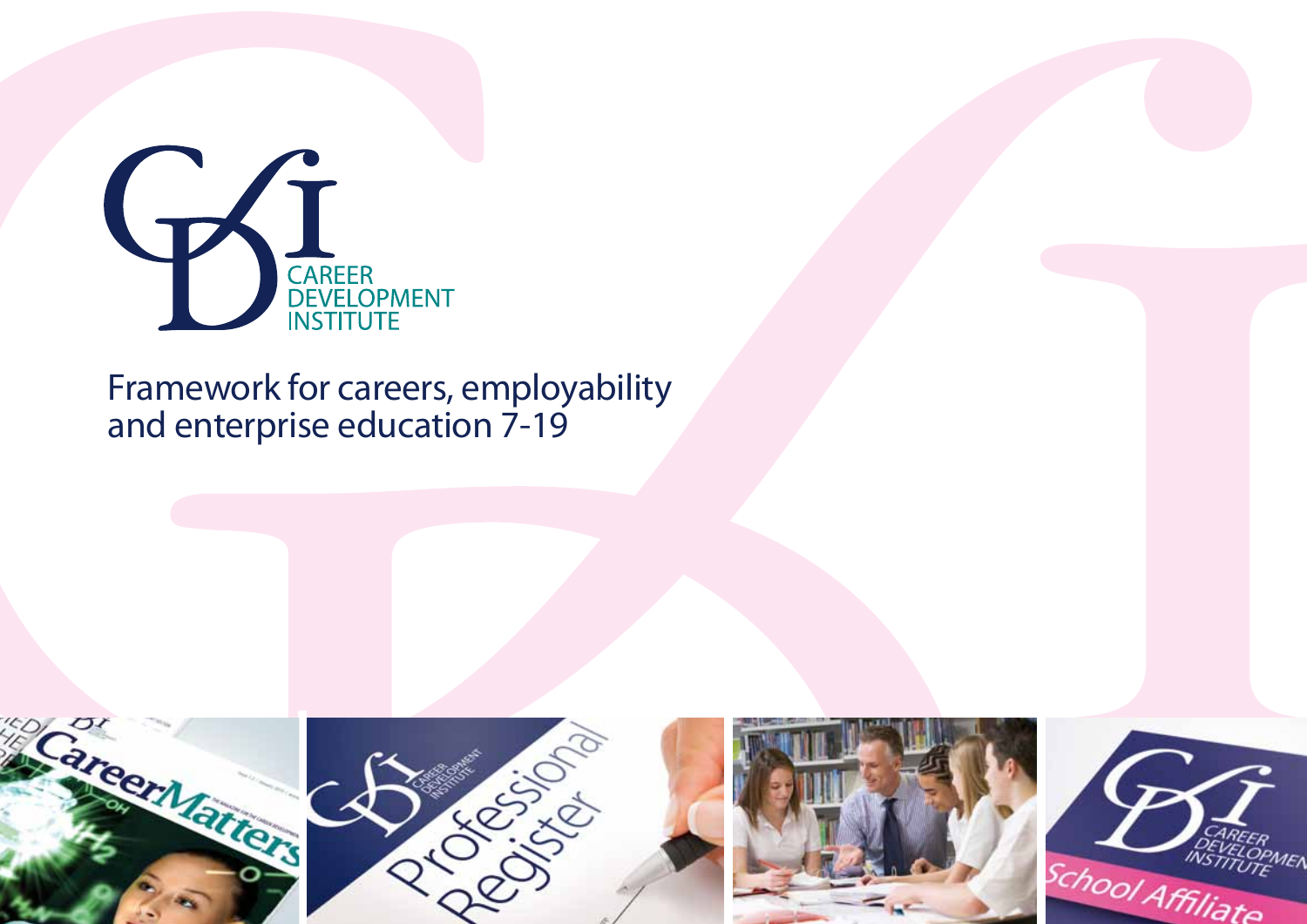CAREER DEVELOPMENT INSTITUTE

# Framework for careers, employability and enterprise education 7-19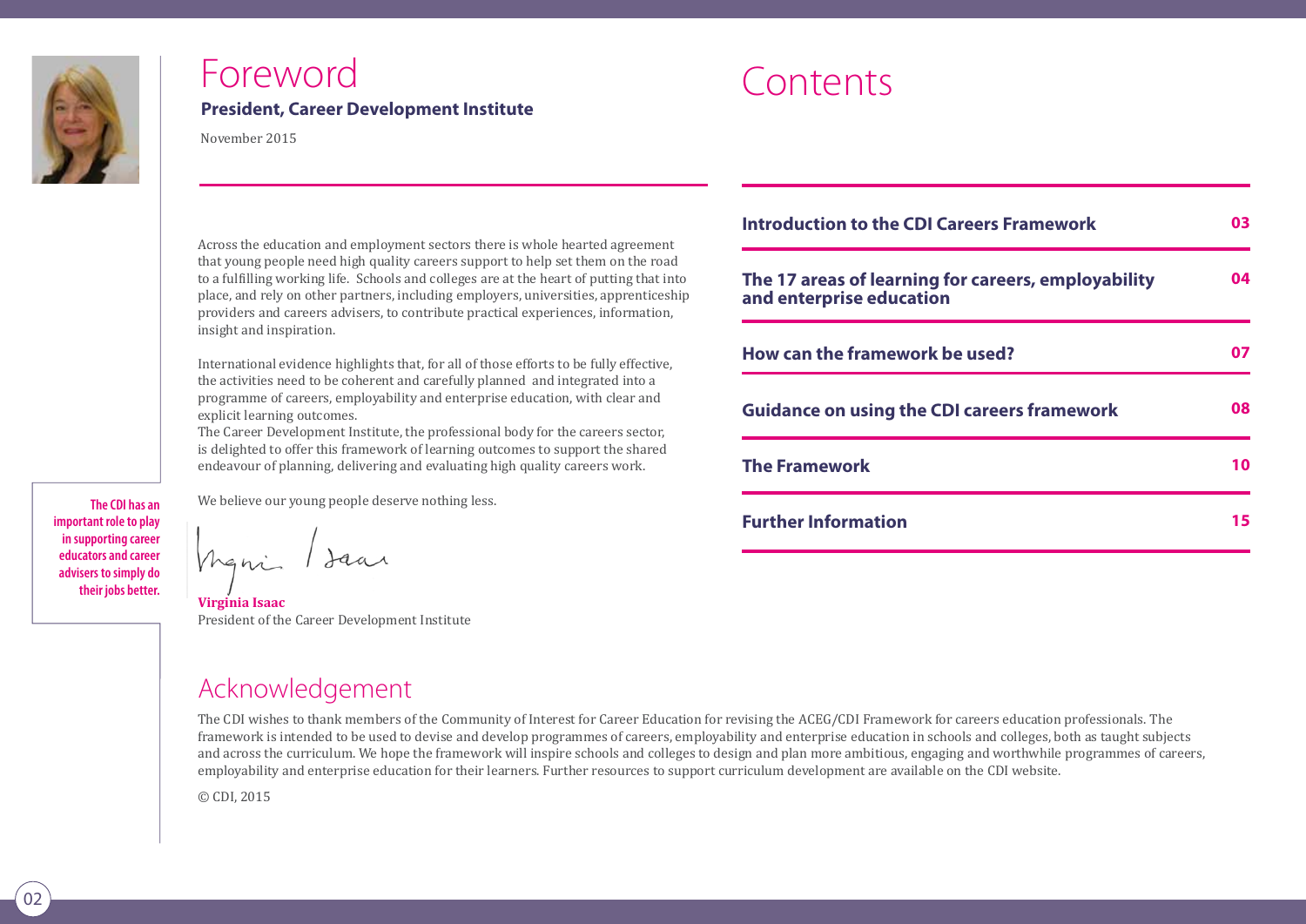# Foreword

**President, Career Development Institute**

November 2015

Across the education and employment sectors there is whole hearted agreement that young people need high quality careers support to help set them on the road to a fulfilling working life. Schools and colleges are at the heart of putting that into place, and rely on other partners, including employers, universities, apprenticeship providers and careers advisers, to contribute practical experiences, information, insight and inspiration.

International evidence highlights that, for all of those efforts to be fully effective, the activities need to be coherent and carefully planned and integrated into a programme of careers, employability and enterprise education, with clear and explicit learning outcomes.

The Career Development Institute, the professional body for the careers sector, is delighted to offer this framework of learning outcomes to support the shared endeavour of planning, delivering and evaluating high quality careers work.

We believe our young people deserve nothing less.

**The CDI has an important role to play in supporting career educators and career advisers to simply do their jobs better.**

**Virginia Isaac**
President of the Career Development Institute

# Contents

| | |
|---|---|
| **Introduction to the CDI Careers Framework** | **03** |
| **The 17 areas of learning for careers, employability and enterprise education** | **04** |
| **How can the framework be used?** | **07** |
| **Guidance on using the CDI careers framework** | **08** |
| **The Framework** | **10** |
| **Further Information** | **15** |

## Acknowledgement

The CDI wishes to thank members of the Community of Interest for Career Education for revising the ACEG/CDI Framework for careers education professionals. The framework is intended to be used to devise and develop programmes of careers, employability and enterprise education in schools and colleges, both as taught subjects and across the curriculum. We hope the framework will inspire schools and colleges to design and plan more ambitious, engaging and worthwhile programmes of careers, employability and enterprise education for their learners. Further resources to support curriculum development are available on the CDI website.

© CDI, 2015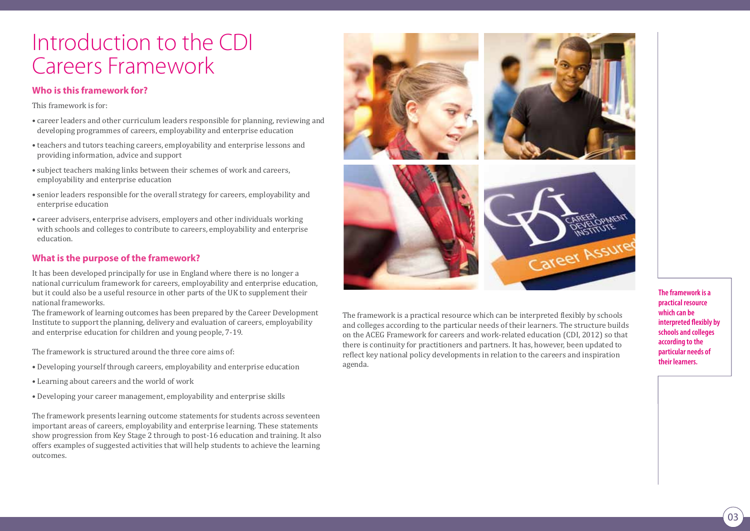# Introduction to the CDI Careers Framework

### Who is this framework for?

This framework is for:

- career leaders and other curriculum leaders responsible for planning, reviewing and developing programmes of careers, employability and enterprise education
- teachers and tutors teaching careers, employability and enterprise lessons and providing information, advice and support
- subject teachers making links between their schemes of work and careers, employability and enterprise education
- senior leaders responsible for the overall strategy for careers, employability and enterprise education
- career advisers, enterprise advisers, employers and other individuals working with schools and colleges to contribute to careers, employability and enterprise education.

### What is the purpose of the framework?

It has been developed principally for use in England where there is no longer a national curriculum framework for careers, employability and enterprise education, but it could also be a useful resource in other parts of the UK to supplement their national frameworks.

The framework of learning outcomes has been prepared by the Career Development Institute to support the planning, delivery and evaluation of careers, employability and enterprise education for children and young people, 7-19.

The framework is structured around the three core aims of:

- Developing yourself through careers, employability and enterprise education
- Learning about careers and the world of work
- Developing your career management, employability and enterprise skills

The framework presents learning outcome statements for students across seventeen important areas of careers, employability and enterprise learning. These statements show progression from Key Stage 2 through to post-16 education and training. It also offers examples of suggested activities that will help students to achieve the learning outcomes.

The framework is a practical resource which can be interpreted flexibly by schools and colleges according to the particular needs of their learners. The structure builds on the ACEG Framework for careers and work-related education (CDI, 2012) so that there is continuity for practitioners and partners. It has, however, been updated to reflect key national policy developments in relation to the careers and inspiration agenda.

**The framework is a practical resource which can be interpreted flexibly by schools and colleges according to the particular needs of their learners.**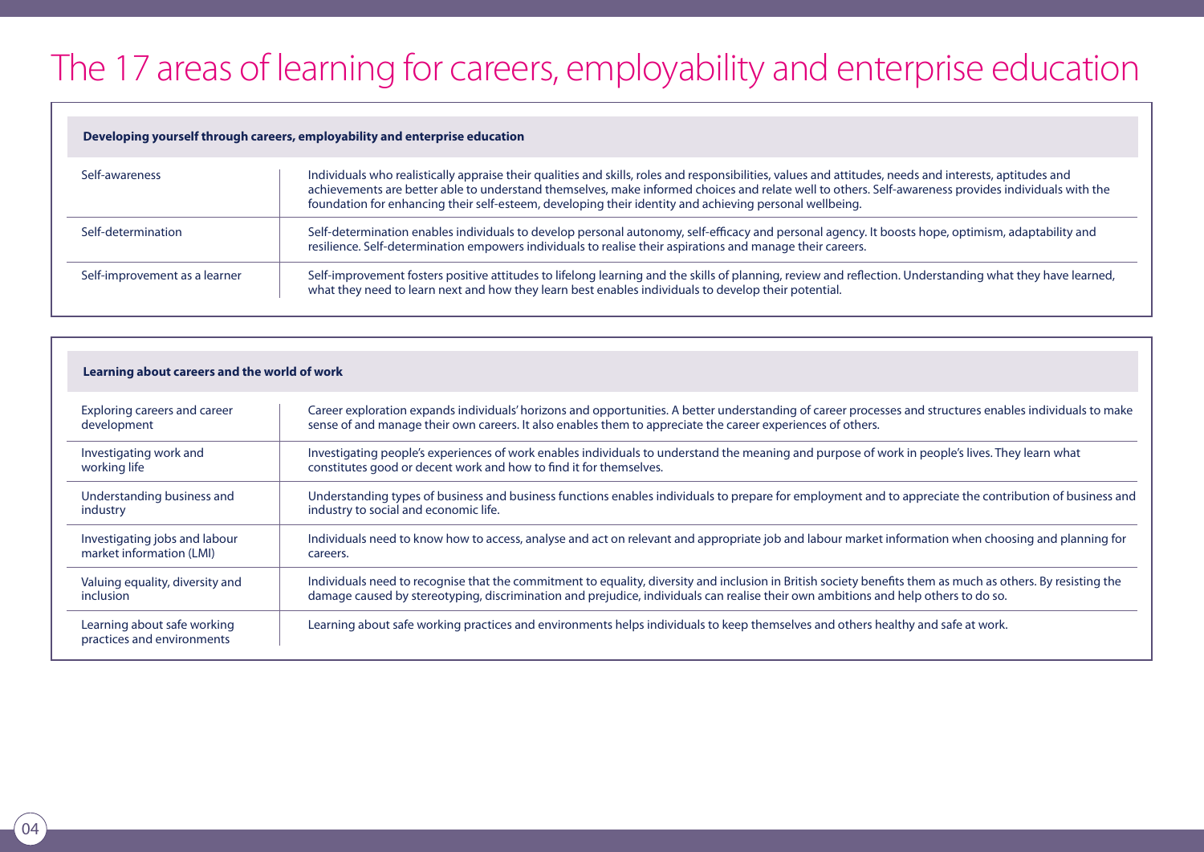# The 17 areas of learning for careers, employability and enterprise education

| Developing yourself through careers, employability and enterprise education | |
|---|---|
| Self-awareness | Individuals who realistically appraise their qualities and skills, roles and responsibilities, values and attitudes, needs and interests, aptitudes and achievements are better able to understand themselves, make informed choices and relate well to others. Self-awareness provides individuals with the foundation for enhancing their self-esteem, developing their identity and achieving personal wellbeing. |
| Self-determination | Self-determination enables individuals to develop personal autonomy, self-efficacy and personal agency. It boosts hope, optimism, adaptability and resilience. Self-determination empowers individuals to realise their aspirations and manage their careers. |
| Self-improvement as a learner | Self-improvement fosters positive attitudes to lifelong learning and the skills of planning, review and reflection. Understanding what they have learned, what they need to learn next and how they learn best enables individuals to develop their potential. |

| Learning about careers and the world of work | |
|---|---|
| Exploring careers and career development | Career exploration expands individuals' horizons and opportunities. A better understanding of career processes and structures enables individuals to make sense of and manage their own careers. It also enables them to appreciate the career experiences of others. |
| Investigating work and working life | Investigating people's experiences of work enables individuals to understand the meaning and purpose of work in people's lives. They learn what constitutes good or decent work and how to find it for themselves. |
| Understanding business and industry | Understanding types of business and business functions enables individuals to prepare for employment and to appreciate the contribution of business and industry to social and economic life. |
| Investigating jobs and labour market information (LMI) | Individuals need to know how to access, analyse and act on relevant and appropriate job and labour market information when choosing and planning for careers. |
| Valuing equality, diversity and inclusion | Individuals need to recognise that the commitment to equality, diversity and inclusion in British society benefits them as much as others. By resisting the damage caused by stereotyping, discrimination and prejudice, individuals can realise their own ambitions and help others to do so. |
| Learning about safe working practices and environments | Learning about safe working practices and environments helps individuals to keep themselves and others healthy and safe at work. |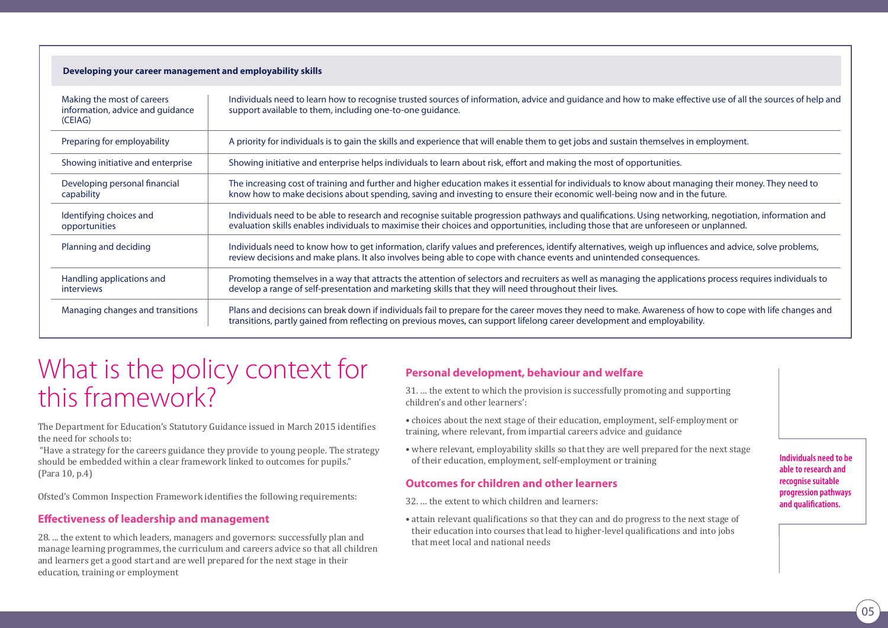| Developing your career management and employability skills | |
|---|---|
| Making the most of careers information, advice and guidance (CEIAG) | Individuals need to learn how to recognise trusted sources of information, advice and guidance and how to make effective use of all the sources of help and support available to them, including one-to-one guidance. |
| Preparing for employability | A priority for individuals is to gain the skills and experience that will enable them to get jobs and sustain themselves in employment. |
| Showing initiative and enterprise | Showing initiative and enterprise helps individuals to learn about risk, effort and making the most of opportunities. |
| Developing personal financial capability | The increasing cost of training and further and higher education makes it essential for individuals to know about managing their money. They need to know how to make decisions about spending, saving and investing to ensure their economic well-being now and in the future. |
| Identifying choices and opportunities | Individuals need to be able to research and recognise suitable progression pathways and qualifications. Using networking, negotiation, information and evaluation skills enables individuals to maximise their choices and opportunities, including those that are unforeseen or unplanned. |
| Planning and deciding | Individuals need to know how to get information, clarify values and preferences, identify alternatives, weigh up influences and advice, solve problems, review decisions and make plans. It also involves being able to cope with chance events and unintended consequences. |
| Handling applications and interviews | Promoting themselves in a way that attracts the attention of selectors and recruiters as well as managing the applications process requires individuals to develop a range of self-presentation and marketing skills that they will need throughout their lives. |
| Managing changes and transitions | Plans and decisions can break down if individuals fail to prepare for the career moves they need to make. Awareness of how to cope with life changes and transitions, partly gained from reflecting on previous moves, can support lifelong career development and employability. |

# What is the policy context for this framework?

The Department for Education's Statutory Guidance issued in March 2015 identifies the need for schools to:

"Have a strategy for the careers guidance they provide to young people. The strategy should be embedded within a clear framework linked to outcomes for pupils." (Para 10, p.4)

Ofsted's Common Inspection Framework identifies the following requirements:

### Effectiveness of leadership and management

28. ... the extent to which leaders, managers and governors: successfully plan and manage learning programmes, the curriculum and careers advice so that all children and learners get a good start and are well prepared for the next stage in their education, training or employment

### Personal development, behaviour and welfare

31. ... the extent to which the provision is successfully promoting and supporting children's and other learners':

- choices about the next stage of their education, employment, self-employment or training, where relevant, from impartial careers advice and guidance
- where relevant, employability skills so that they are well prepared for the next stage of their education, employment, self-employment or training

### Outcomes for children and other learners

32. ... the extent to which children and learners:

- attain relevant qualifications so that they can and do progress to the next stage of their education into courses that lead to higher-level qualifications and into jobs that meet local and national needs

**Individuals need to be able to research and recognise suitable progression pathways and qualifications.**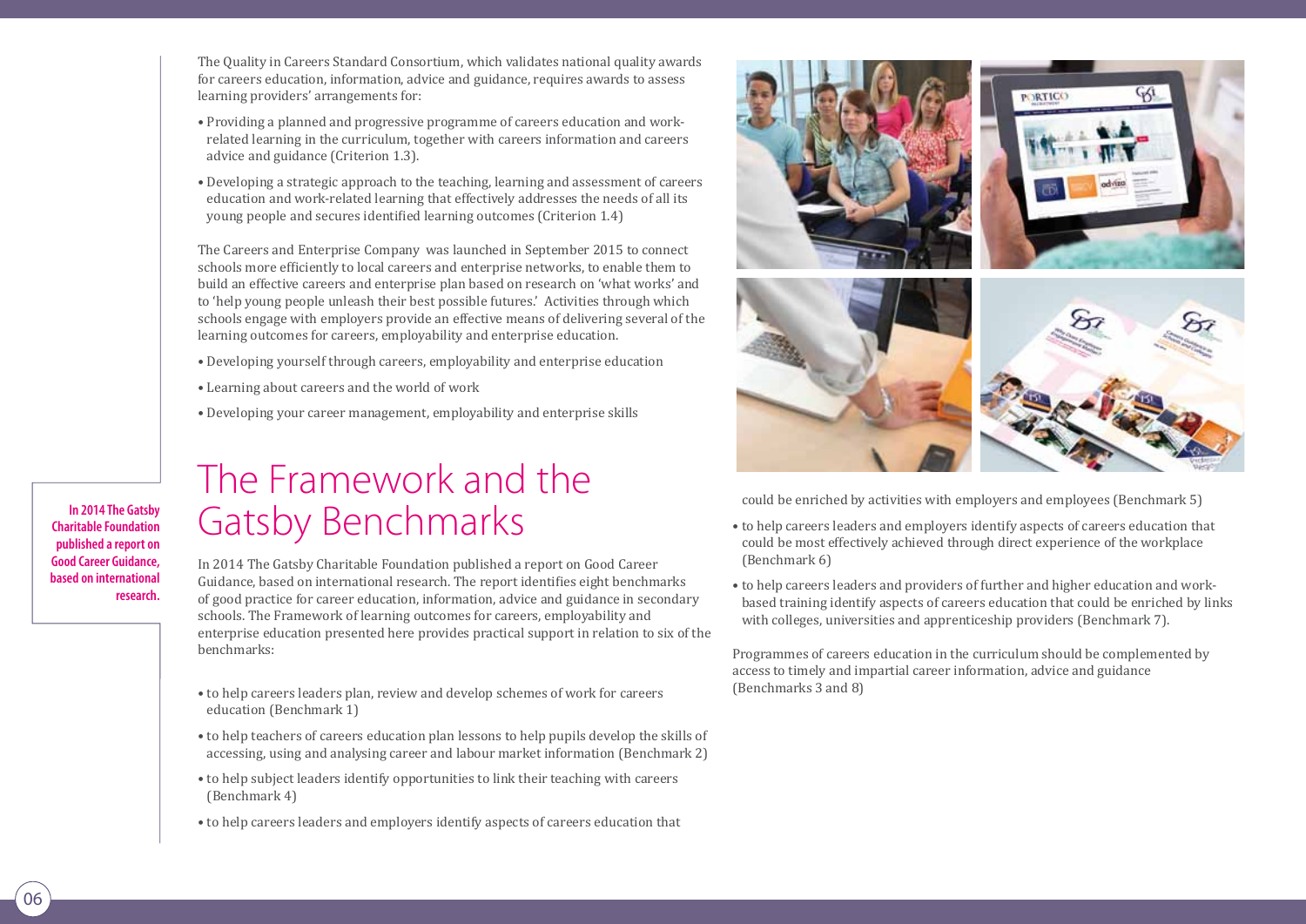The Quality in Careers Standard Consortium, which validates national quality awards for careers education, information, advice and guidance, requires awards to assess learning providers' arrangements for:

- Providing a planned and progressive programme of careers education and work-related learning in the curriculum, together with careers information and careers advice and guidance (Criterion 1.3).
- Developing a strategic approach to the teaching, learning and assessment of careers education and work-related learning that effectively addresses the needs of all its young people and secures identified learning outcomes (Criterion 1.4)

The Careers and Enterprise Company was launched in September 2015 to connect schools more efficiently to local careers and enterprise networks, to enable them to build an effective careers and enterprise plan based on research on 'what works' and to 'help young people unleash their best possible futures.' Activities through which schools engage with employers provide an effective means of delivering several of the learning outcomes for careers, employability and enterprise education.

- Developing yourself through careers, employability and enterprise education
- Learning about careers and the world of work
- Developing your career management, employability and enterprise skills

**In 2014 The Gatsby Charitable Foundation published a report on Good Career Guidance, based on international research.**

# The Framework and the Gatsby Benchmarks

In 2014 The Gatsby Charitable Foundation published a report on Good Career Guidance, based on international research. The report identifies eight benchmarks of good practice for career education, information, advice and guidance in secondary schools. The Framework of learning outcomes for careers, employability and enterprise education presented here provides practical support in relation to six of the benchmarks:

- to help careers leaders plan, review and develop schemes of work for careers education (Benchmark 1)
- to help teachers of careers education plan lessons to help pupils develop the skills of accessing, using and analysing career and labour market information (Benchmark 2)
- to help subject leaders identify opportunities to link their teaching with careers (Benchmark 4)
- to help careers leaders and employers identify aspects of careers education that could be enriched by activities with employers and employees (Benchmark 5)
- to help careers leaders and employers identify aspects of careers education that could be most effectively achieved through direct experience of the workplace (Benchmark 6)
- to help careers leaders and providers of further and higher education and work-based training identify aspects of careers education that could be enriched by links with colleges, universities and apprenticeship providers (Benchmark 7).

Programmes of careers education in the curriculum should be complemented by access to timely and impartial career information, advice and guidance (Benchmarks 3 and 8)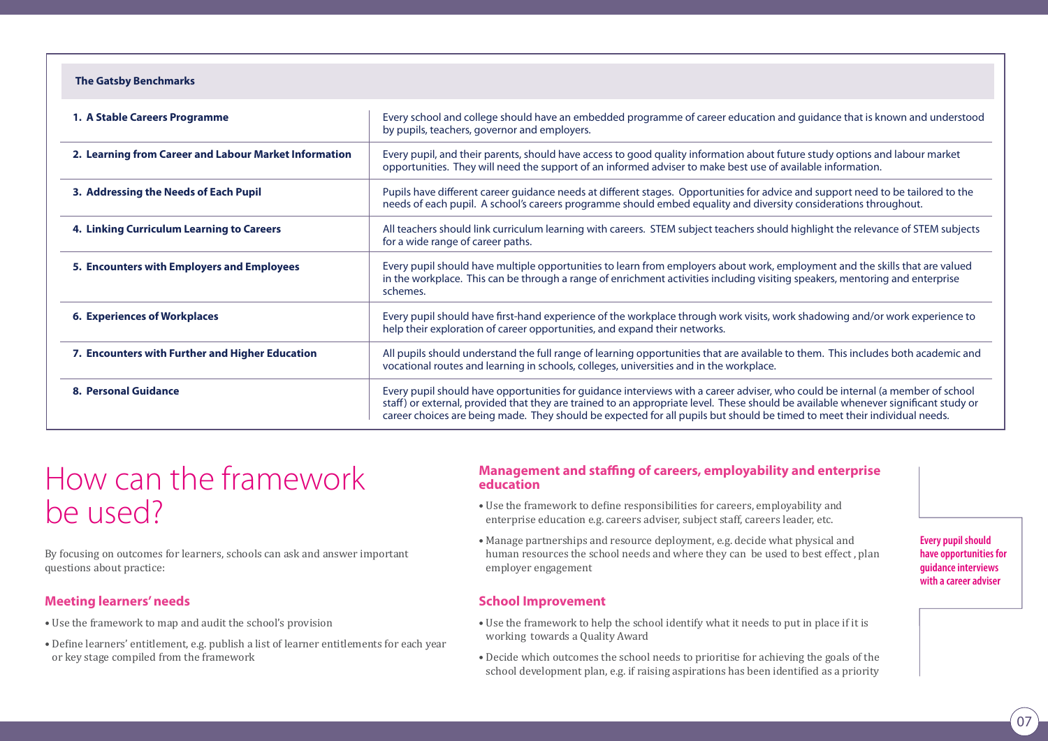| The Gatsby Benchmarks | |
|---|---|
| **1. A Stable Careers Programme** | Every school and college should have an embedded programme of career education and guidance that is known and understood by pupils, teachers, governor and employers. |
| **2. Learning from Career and Labour Market Information** | Every pupil, and their parents, should have access to good quality information about future study options and labour market opportunities. They will need the support of an informed adviser to make best use of available information. |
| **3. Addressing the Needs of Each Pupil** | Pupils have different career guidance needs at different stages. Opportunities for advice and support need to be tailored to the needs of each pupil. A school's careers programme should embed equality and diversity considerations throughout. |
| **4. Linking Curriculum Learning to Careers** | All teachers should link curriculum learning with careers. STEM subject teachers should highlight the relevance of STEM subjects for a wide range of career paths. |
| **5. Encounters with Employers and Employees** | Every pupil should have multiple opportunities to learn from employers about work, employment and the skills that are valued in the workplace. This can be through a range of enrichment activities including visiting speakers, mentoring and enterprise schemes. |
| **6. Experiences of Workplaces** | Every pupil should have first-hand experience of the workplace through work visits, work shadowing and/or work experience to help their exploration of career opportunities, and expand their networks. |
| **7. Encounters with Further and Higher Education** | All pupils should understand the full range of learning opportunities that are available to them. This includes both academic and vocational routes and learning in schools, colleges, universities and in the workplace. |
| **8. Personal Guidance** | Every pupil should have opportunities for guidance interviews with a career adviser, who could be internal (a member of school staff) or external, provided that they are trained to an appropriate level. These should be available whenever significant study or career choices are being made. They should be expected for all pupils but should be timed to meet their individual needs. |

# How can the framework be used?

By focusing on outcomes for learners, schools can ask and answer important questions about practice:

## Meeting learners' needs

- Use the framework to map and audit the school's provision
- Define learners' entitlement, e.g. publish a list of learner entitlements for each year or key stage compiled from the framework

## Management and staffing of careers, employability and enterprise education

- Use the framework to define responsibilities for careers, employability and enterprise education e.g. careers adviser, subject staff, careers leader, etc.
- Manage partnerships and resource deployment, e.g. decide what physical and human resources the school needs and where they can be used to best effect , plan employer engagement

## School Improvement

- Use the framework to help the school identify what it needs to put in place if it is working towards a Quality Award
- Decide which outcomes the school needs to prioritise for achieving the goals of the school development plan, e.g. if raising aspirations has been identified as a priority

**Every pupil should have opportunities for guidance interviews with a career adviser**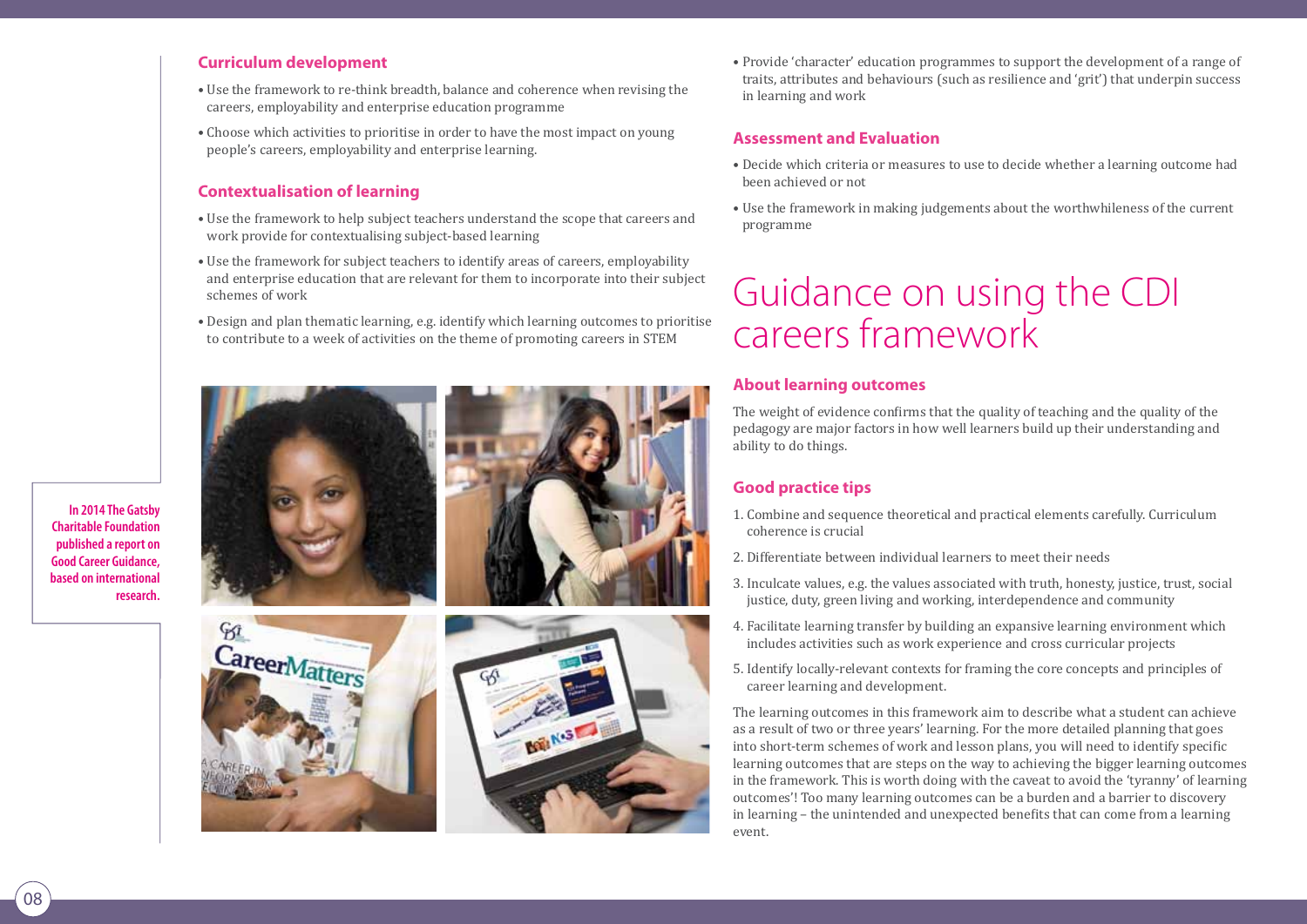### Curriculum development

- Use the framework to re-think breadth, balance and coherence when revising the careers, employability and enterprise education programme
- Choose which activities to prioritise in order to have the most impact on young people's careers, employability and enterprise learning.

### Contextualisation of learning

- Use the framework to help subject teachers understand the scope that careers and work provide for contextualising subject-based learning
- Use the framework for subject teachers to identify areas of careers, employability and enterprise education that are relevant for them to incorporate into their subject schemes of work
- Design and plan thematic learning, e.g. identify which learning outcomes to prioritise to contribute to a week of activities on the theme of promoting careers in STEM

**In 2014 The Gatsby Charitable Foundation published a report on Good Career Guidance, based on international research.**

- Provide 'character' education programmes to support the development of a range of traits, attributes and behaviours (such as resilience and 'grit') that underpin success in learning and work

### Assessment and Evaluation

- Decide which criteria or measures to use to decide whether a learning outcome had been achieved or not
- Use the framework in making judgements about the worthwhileness of the current programme

# Guidance on using the CDI careers framework

### About learning outcomes

The weight of evidence confirms that the quality of teaching and the quality of the pedagogy are major factors in how well learners build up their understanding and ability to do things.

### Good practice tips

1. Combine and sequence theoretical and practical elements carefully. Curriculum coherence is crucial
2. Differentiate between individual learners to meet their needs
3. Inculcate values, e.g. the values associated with truth, honesty, justice, trust, social justice, duty, green living and working, interdependence and community
4. Facilitate learning transfer by building an expansive learning environment which includes activities such as work experience and cross curricular projects
5. Identify locally-relevant contexts for framing the core concepts and principles of career learning and development.

The learning outcomes in this framework aim to describe what a student can achieve as a result of two or three years' learning. For the more detailed planning that goes into short-term schemes of work and lesson plans, you will need to identify specific learning outcomes that are steps on the way to achieving the bigger learning outcomes in the framework. This is worth doing with the caveat to avoid the 'tyranny' of learning outcomes'! Too many learning outcomes can be a burden and a barrier to discovery in learning – the unintended and unexpected benefits that can come from a learning event.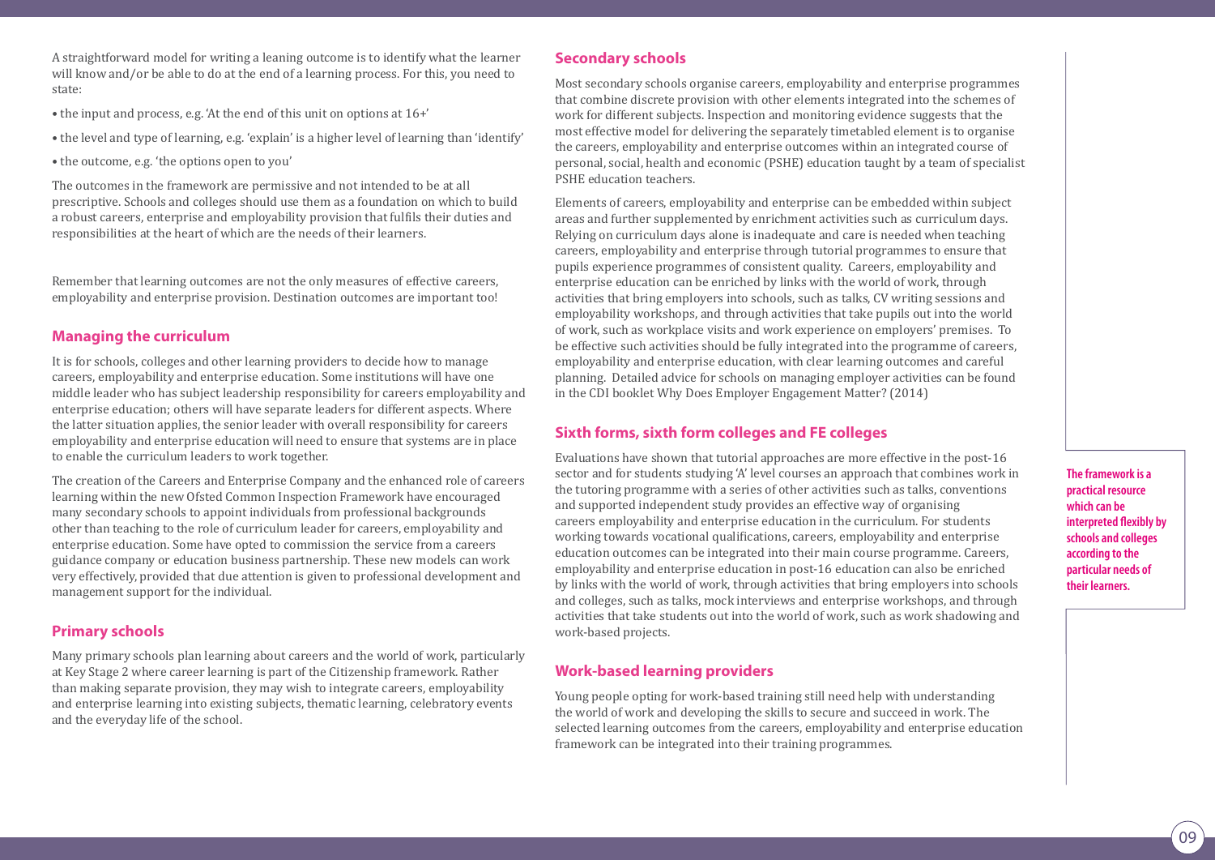A straightforward model for writing a leaning outcome is to identify what the learner will know and/or be able to do at the end of a learning process. For this, you need to state:

- the input and process, e.g. 'At the end of this unit on options at 16+'
- the level and type of learning, e.g. 'explain' is a higher level of learning than 'identify'
- the outcome, e.g. 'the options open to you'

The outcomes in the framework are permissive and not intended to be at all prescriptive. Schools and colleges should use them as a foundation on which to build a robust careers, enterprise and employability provision that fulfils their duties and responsibilities at the heart of which are the needs of their learners.

Remember that learning outcomes are not the only measures of effective careers, employability and enterprise provision. Destination outcomes are important too!

## Managing the curriculum

It is for schools, colleges and other learning providers to decide how to manage careers, employability and enterprise education. Some institutions will have one middle leader who has subject leadership responsibility for careers employability and enterprise education; others will have separate leaders for different aspects. Where the latter situation applies, the senior leader with overall responsibility for careers employability and enterprise education will need to ensure that systems are in place to enable the curriculum leaders to work together.

The creation of the Careers and Enterprise Company and the enhanced role of careers learning within the new Ofsted Common Inspection Framework have encouraged many secondary schools to appoint individuals from professional backgrounds other than teaching to the role of curriculum leader for careers, employability and enterprise education. Some have opted to commission the service from a careers guidance company or education business partnership. These new models can work very effectively, provided that due attention is given to professional development and management support for the individual.

## Primary schools

Many primary schools plan learning about careers and the world of work, particularly at Key Stage 2 where career learning is part of the Citizenship framework. Rather than making separate provision, they may wish to integrate careers, employability and enterprise learning into existing subjects, thematic learning, celebratory events and the everyday life of the school.

## Secondary schools

Most secondary schools organise careers, employability and enterprise programmes that combine discrete provision with other elements integrated into the schemes of work for different subjects. Inspection and monitoring evidence suggests that the most effective model for delivering the separately timetabled element is to organise the careers, employability and enterprise outcomes within an integrated course of personal, social, health and economic (PSHE) education taught by a team of specialist PSHE education teachers.

Elements of careers, employability and enterprise can be embedded within subject areas and further supplemented by enrichment activities such as curriculum days. Relying on curriculum days alone is inadequate and care is needed when teaching careers, employability and enterprise through tutorial programmes to ensure that pupils experience programmes of consistent quality. Careers, employability and enterprise education can be enriched by links with the world of work, through activities that bring employers into schools, such as talks, CV writing sessions and employability workshops, and through activities that take pupils out into the world of work, such as workplace visits and work experience on employers' premises. To be effective such activities should be fully integrated into the programme of careers, employability and enterprise education, with clear learning outcomes and careful planning. Detailed advice for schools on managing employer activities can be found in the CDI booklet Why Does Employer Engagement Matter? (2014)

## Sixth forms, sixth form colleges and FE colleges

Evaluations have shown that tutorial approaches are more effective in the post-16 sector and for students studying 'A' level courses an approach that combines work in the tutoring programme with a series of other activities such as talks, conventions and supported independent study provides an effective way of organising careers employability and enterprise education in the curriculum. For students working towards vocational qualifications, careers, employability and enterprise education outcomes can be integrated into their main course programme. Careers, employability and enterprise education in post-16 education can also be enriched by links with the world of work, through activities that bring employers into schools and colleges, such as talks, mock interviews and enterprise workshops, and through activities that take students out into the world of work, such as work shadowing and work-based projects.

## Work-based learning providers

Young people opting for work-based training still need help with understanding the world of work and developing the skills to secure and succeed in work. The selected learning outcomes from the careers, employability and enterprise education framework can be integrated into their training programmes.

**The framework is a practical resource which can be interpreted flexibly by schools and colleges according to the particular needs of their learners.**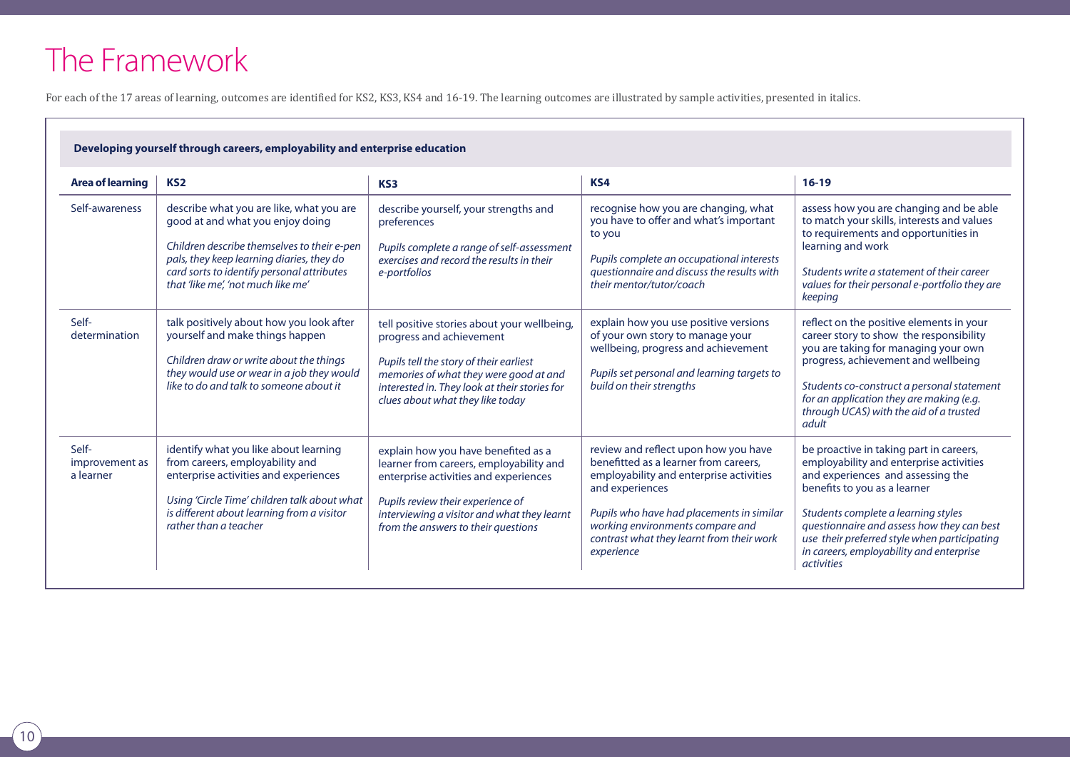# The Framework

For each of the 17 areas of learning, outcomes are identified for KS2, KS3, KS4 and 16-19. The learning outcomes are illustrated by sample activities, presented in italics.

**Developing yourself through careers, employability and enterprise education**

| Area of learning | KS2 | KS3 | KS4 | 16-19 |
|---|---|---|---|---|
| Self-awareness | describe what you are like, what you are good at and what you enjoy doing<br><br>*Children describe themselves to their e-pen pals, they keep learning diaries, they do card sorts to identify personal attributes that 'like me', 'not much like me'* | describe yourself, your strengths and preferences<br><br>*Pupils complete a range of self-assessment exercises and record the results in their e-portfolios* | recognise how you are changing, what you have to offer and what's important to you<br><br>*Pupils complete an occupational interests questionnaire and discuss the results with their mentor/tutor/coach* | assess how you are changing and be able to match your skills, interests and values to requirements and opportunities in learning and work<br><br>*Students write a statement of their career values for their personal e-portfolio they are keeping* |
| Self-determination | talk positively about how you look after yourself and make things happen<br><br>*Children draw or write about the things they would use or wear in a job they would like to do and talk to someone about it* | tell positive stories about your wellbeing, progress and achievement<br><br>*Pupils tell the story of their earliest memories of what they were good at and interested in. They look at their stories for clues about what they like today* | explain how you use positive versions of your own story to manage your wellbeing, progress and achievement<br><br>*Pupils set personal and learning targets to build on their strengths* | reflect on the positive elements in your career story to show the responsibility you are taking for managing your own progress, achievement and wellbeing<br><br>*Students co-construct a personal statement for an application they are making (e.g. through UCAS) with the aid of a trusted adult* |
| Self-improvement as a learner | identify what you like about learning from careers, employability and enterprise activities and experiences<br><br>*Using 'Circle Time' children talk about what is different about learning from a visitor rather than a teacher* | explain how you have benefited as a learner from careers, employability and enterprise activities and experiences<br><br>*Pupils review their experience of interviewing a visitor and what they learnt from the answers to their questions* | review and reflect upon how you have benefitted as a learner from careers, employability and enterprise activities and experiences<br><br>*Pupils who have had placements in similar working environments compare and contrast what they learnt from their work experience* | be proactive in taking part in careers, employability and enterprise activities and experiences and assessing the benefits to you as a learner<br><br>*Students complete a learning styles questionnaire and assess how they can best use their preferred style when participating in careers, employability and enterprise activities* |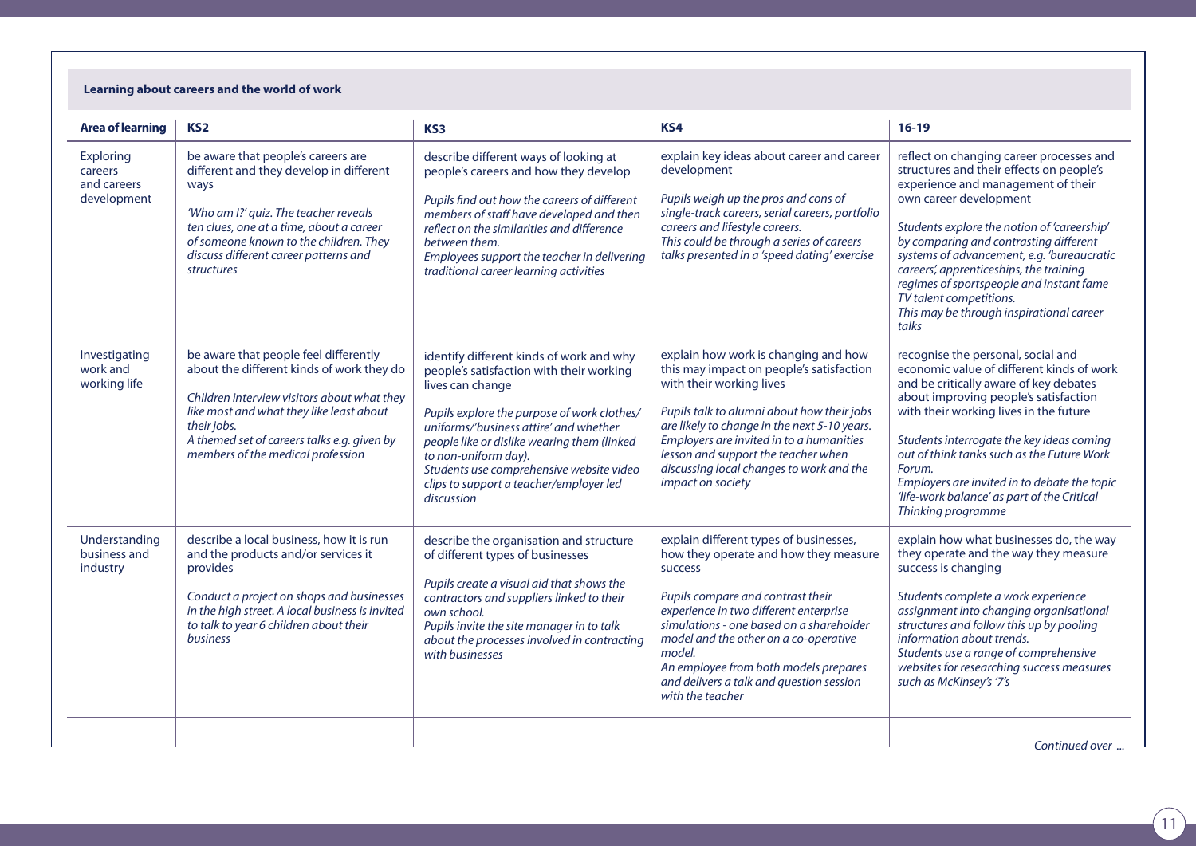## Learning about careers and the world of work

| Area of learning | KS2 | KS3 | KS4 | 16-19 |
|---|---|---|---|---|
| Exploring careers and careers development | be aware that people's careers are different and they develop in different ways<br><br>*'Who am I?' quiz. The teacher reveals ten clues, one at a time, about a career of someone known to the children. They discuss different career patterns and structures* | describe different ways of looking at people's careers and how they develop<br><br>*Pupils find out how the careers of different members of staff have developed and then reflect on the similarities and difference between them.*<br>*Employees support the teacher in delivering traditional career learning activities* | explain key ideas about career and career development<br><br>*Pupils weigh up the pros and cons of single-track careers, serial careers, portfolio careers and lifestyle careers.*<br>*This could be through a series of careers talks presented in a 'speed dating' exercise* | reflect on changing career processes and structures and their effects on people's experience and management of their own career development<br><br>*Students explore the notion of 'careership' by comparing and contrasting different systems of advancement, e.g. 'bureaucratic careers', apprenticeships, the training regimes of sportspeople and instant fame TV talent competitions.*<br>*This may be through inspirational career talks* |
| Investigating work and working life | be aware that people feel differently about the different kinds of work they do<br><br>*Children interview visitors about what they like most and what they like least about their jobs.*<br>*A themed set of careers talks e.g. given by members of the medical profession* | identify different kinds of work and why people's satisfaction with their working lives can change<br><br>*Pupils explore the purpose of work clothes/ uniforms/'business attire' and whether people like or dislike wearing them (linked to non-uniform day).*<br>*Students use comprehensive website video clips to support a teacher/employer led discussion* | explain how work is changing and how this may impact on people's satisfaction with their working lives<br><br>*Pupils talk to alumni about how their jobs are likely to change in the next 5-10 years.*<br>*Employers are invited in to a humanities lesson and support the teacher when discussing local changes to work and the impact on society* | recognise the personal, social and economic value of different kinds of work and be critically aware of key debates about improving people's satisfaction with their working lives in the future<br><br>*Students interrogate the key ideas coming out of think tanks such as the Future Work Forum.*<br>*Employers are invited in to debate the topic 'life-work balance' as part of the Critical Thinking programme* |
| Understanding business and industry | describe a local business, how it is run and the products and/or services it provides<br><br>*Conduct a project on shops and businesses in the high street. A local business is invited to talk to year 6 children about their business* | describe the organisation and structure of different types of businesses<br><br>*Pupils create a visual aid that shows the contractors and suppliers linked to their own school.*<br>*Pupils invite the site manager in to talk about the processes involved in contracting with businesses* | explain different types of businesses, how they operate and how they measure success<br><br>*Pupils compare and contrast their experience in two different enterprise simulations - one based on a shareholder model and the other on a co-operative model.*<br>*An employee from both models prepares and delivers a talk and question session with the teacher* | explain how what businesses do, the way they operate and the way they measure success is changing<br><br>*Students complete a work experience assignment into changing organisational structures and follow this up by pooling information about trends.*<br>*Students use a range of comprehensive websites for researching success measures such as McKinsey's '7's* |

*Continued over ...*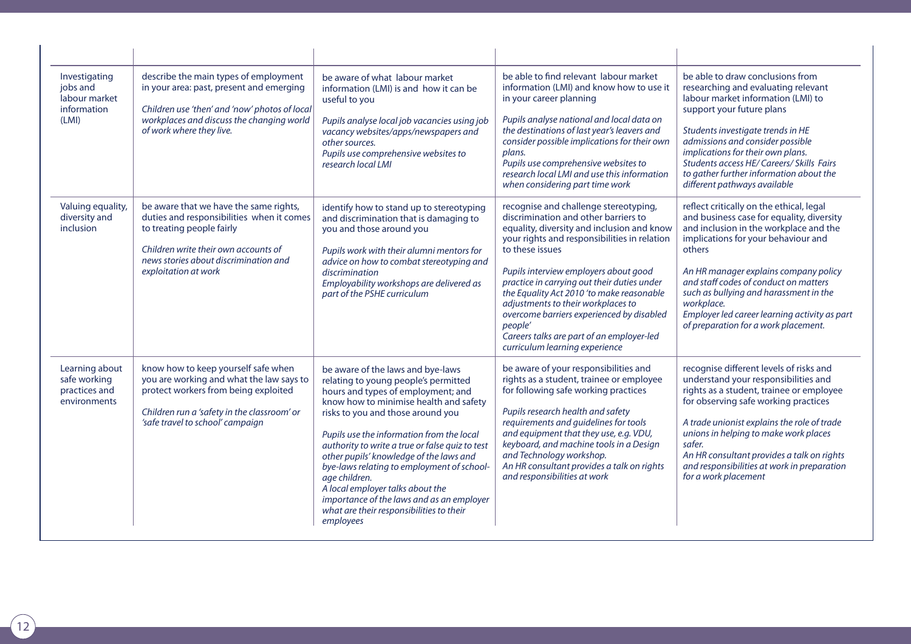| | | | | |
|---|---|---|---|---|
| Investigating jobs and labour market information (LMI) | describe the main types of employment in your area: past, present and emerging<br><br>*Children use 'then' and 'now' photos of local workplaces and discuss the changing world of work where they live.* | be aware of what labour market information (LMI) is and how it can be useful to you<br><br>*Pupils analyse local job vacancies using job vacancy websites/apps/newspapers and other sources.*<br>*Pupils use comprehensive websites to research local LMI* | be able to find relevant labour market information (LMI) and know how to use it in your career planning<br><br>*Pupils analyse national and local data on the destinations of last year's leavers and consider possible implications for their own plans.*<br>*Pupils use comprehensive websites to research local LMI and use this information when considering part time work* | be able to draw conclusions from researching and evaluating relevant labour market information (LMI) to support your future plans<br><br>*Students investigate trends in HE admissions and consider possible implications for their own plans.*<br>*Students access HE/ Careers/ Skills Fairs to gather further information about the different pathways available* |
| Valuing equality, diversity and inclusion | be aware that we have the same rights, duties and responsibilities when it comes to treating people fairly<br><br>*Children write their own accounts of news stories about discrimination and exploitation at work* | identify how to stand up to stereotyping and discrimination that is damaging to you and those around you<br><br>*Pupils work with their alumni mentors for advice on how to combat stereotyping and discrimination*<br>*Employability workshops are delivered as part of the PSHE curriculum* | recognise and challenge stereotyping, discrimination and other barriers to equality, diversity and inclusion and know your rights and responsibilities in relation to these issues<br><br>*Pupils interview employers about good practice in carrying out their duties under the Equality Act 2010 'to make reasonable adjustments to their workplaces to overcome barriers experienced by disabled people'*<br>*Careers talks are part of an employer-led curriculum learning experience* | reflect critically on the ethical, legal and business case for equality, diversity and inclusion in the workplace and the implications for your behaviour and others<br><br>*An HR manager explains company policy and staff codes of conduct on matters such as bullying and harassment in the workplace.*<br>*Employer led career learning activity as part of preparation for a work placement.* |
| Learning about safe working practices and environments | know how to keep yourself safe when you are working and what the law says to protect workers from being exploited<br><br>*Children run a 'safety in the classroom' or 'safe travel to school' campaign* | be aware of the laws and bye-laws relating to young people's permitted hours and types of employment; and know how to minimise health and safety risks to you and those around you<br><br>*Pupils use the information from the local authority to write a true or false quiz to test other pupils' knowledge of the laws and bye-laws relating to employment of school-age children.*<br>*A local employer talks about the importance of the laws and as an employer what are their responsibilities to their employees* | be aware of your responsibilities and rights as a student, trainee or employee for following safe working practices<br><br>*Pupils research health and safety requirements and guidelines for tools and equipment that they use, e.g. VDU, keyboard, and machine tools in a Design and Technology workshop.*<br>*An HR consultant provides a talk on rights and responsibilities at work* | recognise different levels of risks and understand your responsibilities and rights as a student, trainee or employee for observing safe working practices<br><br>*A trade unionist explains the role of trade unions in helping to make work places safer.*<br>*An HR consultant provides a talk on rights and responsibilities at work in preparation for a work placement* |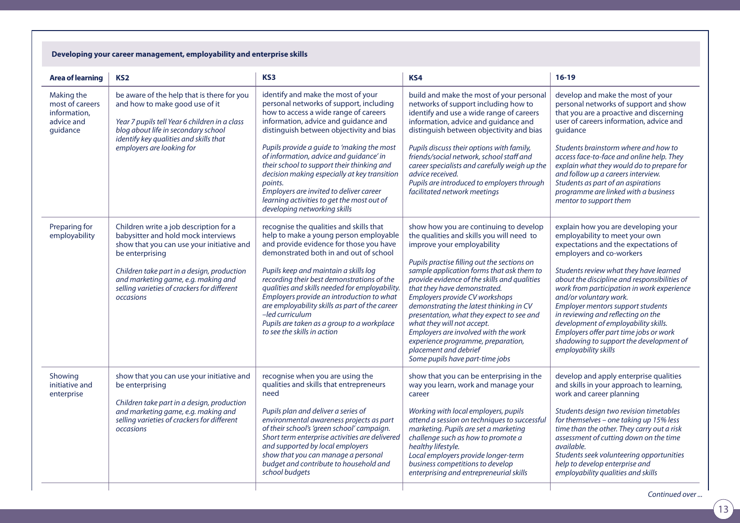**Developing your career management, employability and enterprise skills**

| Area of learning | KS2 | KS3 | KS4 | 16-19 |
|---|---|---|---|---|
| Making the most of careers information, advice and guidance | be aware of the help that is there for you and how to make good use of it<br><br>*Year 7 pupils tell Year 6 children in a class blog about life in secondary school identify key qualities and skills that employers are looking for* | identify and make the most of your personal networks of support, including how to access a wide range of careers information, advice and guidance and distinguish between objectivity and bias<br><br>*Pupils provide a guide to 'making the most of information, advice and guidance' in their school to support their thinking and decision making especially at key transition points.*<br>*Employers are invited to deliver career learning activities to get the most out of developing networking skills* | build and make the most of your personal networks of support including how to identify and use a wide range of careers information, advice and guidance and distinguish between objectivity and bias<br><br>*Pupils discuss their options with family, friends/social network, school staff and career specialists and carefully weigh up the advice received.*<br>*Pupils are introduced to employers through facilitated network meetings* | develop and make the most of your personal networks of support and show that you are a proactive and discerning user of careers information, advice and guidance<br><br>*Students brainstorm where and how to access face-to-face and online help. They explain what they would do to prepare for and follow up a careers interview.*<br>*Students as part of an aspirations programme are linked with a business mentor to support them* |
| Preparing for employability | Children write a job description for a babysitter and hold mock interviews show that you can use your initiative and be enterprising<br><br>*Children take part in a design, production and marketing game, e.g. making and selling varieties of crackers for different occasions* | recognise the qualities and skills that help to make a young person employable and provide evidence for those you have demonstrated both in and out of school<br><br>*Pupils keep and maintain a skills log recording their best demonstrations of the qualities and skills needed for employability.*<br>*Employers provide an introduction to what are employability skills as part of the career –led curriculum*<br>*Pupils are taken as a group to a workplace to see the skills in action* | show how you are continuing to develop the qualities and skills you will need to improve your employability<br><br>*Pupils practise filling out the sections on sample application forms that ask them to provide evidence of the skills and qualities that they have demonstrated.*<br>*Employers provide CV workshops demonstrating the latest thinking in CV presentation, what they expect to see and what they will not accept.*<br>*Employers are involved with the work experience programme, preparation, placement and debrief*<br>*Some pupils have part-time jobs* | explain how you are developing your employability to meet your own expectations and the expectations of employers and co-workers<br><br>*Students review what they have learned about the discipline and responsibilities of work from participation in work experience and/or voluntary work.*<br>*Employer mentors support students in reviewing and reflecting on the development of employability skills.*<br>*Employers offer part time jobs or work shadowing to support the development of employability skills* |
| Showing initiative and enterprise | show that you can use your initiative and be enterprising<br><br>*Children take part in a design, production and marketing game, e.g. making and selling varieties of crackers for different occasions* | recognise when you are using the qualities and skills that entrepreneurs need<br><br>*Pupils plan and deliver a series of environmental awareness projects as part of their school's 'green school' campaign.*<br>*Short term enterprise activities are delivered and supported by local employers*<br>*show that you can manage a personal budget and contribute to household and school budgets* | show that you can be enterprising in the way you learn, work and manage your career<br><br>*Working with local employers, pupils attend a session on techniques to successful marketing. Pupils are set a marketing challenge such as how to promote a healthy lifestyle.*<br>*Local employers provide longer-term business competitions to develop enterprising and entrepreneurial skills* | develop and apply enterprise qualities and skills in your approach to learning, work and career planning<br><br>*Students design two revision timetables for themselves – one taking up 15% less time than the other. They carry out a risk assessment of cutting down on the time available.*<br>*Students seek volunteering opportunities help to develop enterprise and employability qualities and skills* |

*Continued over ...*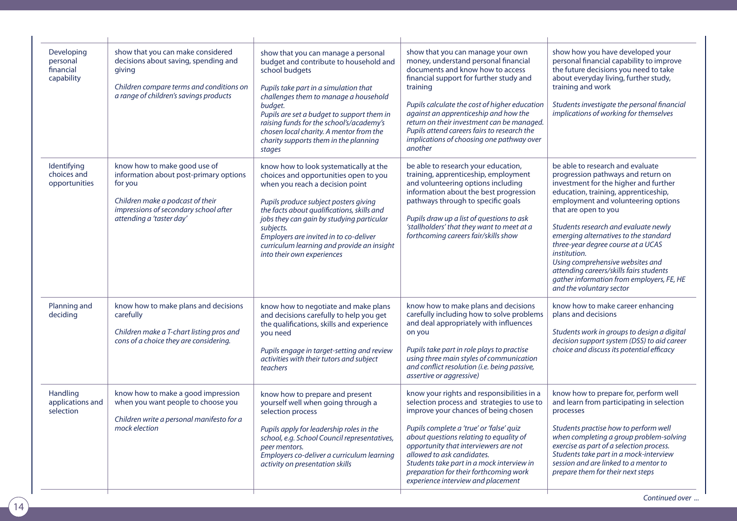| | | | | |
|---|---|---|---|---|
| Developing personal financial capability | show that you can make considered decisions about saving, spending and giving<br><br>*Children compare terms and conditions on a range of children's savings products* | show that you can manage a personal budget and contribute to household and school budgets<br><br>*Pupils take part in a simulation that challenges them to manage a household budget.*<br>*Pupils are set a budget to support them in raising funds for the school's/academy's chosen local charity. A mentor from the charity supports them in the planning stages* | show that you can manage your own money, understand personal financial documents and know how to access financial support for further study and training<br><br>*Pupils calculate the cost of higher education against an apprenticeship and how the return on their investment can be managed.*<br>*Pupils attend careers fairs to research the implications of choosing one pathway over another* | show how you have developed your personal financial capability to improve the future decisions you need to take about everyday living, further study, training and work<br><br>*Students investigate the personal financial implications of working for themselves* |
| Identifying choices and opportunities | know how to make good use of information about post-primary options for you<br><br>*Children make a podcast of their impressions of secondary school after attending a 'taster day'* | know how to look systematically at the choices and opportunities open to you when you reach a decision point<br><br>*Pupils produce subject posters giving the facts about qualifications, skills and jobs they can gain by studying particular subjects.*<br>*Employers are invited in to co-deliver curriculum learning and provide an insight into their own experiences* | be able to research your education, training, apprenticeship, employment and volunteering options including information about the best progression pathways through to specific goals<br><br>*Pupils draw up a list of questions to ask 'stallholders' that they want to meet at a forthcoming careers fair/skills show* | be able to research and evaluate progression pathways and return on investment for the higher and further education, training, apprenticeship, employment and volunteering options that are open to you<br><br>*Students research and evaluate newly emerging alternatives to the standard three-year degree course at a UCAS institution.*<br>*Using comprehensive websites and attending careers/skills fairs students gather information from employers, FE, HE and the voluntary sector* |
| Planning and deciding | know how to make plans and decisions carefully<br><br>*Children make a T-chart listing pros and cons of a choice they are considering.* | know how to negotiate and make plans and decisions carefully to help you get the qualifications, skills and experience you need<br><br>*Pupils engage in target-setting and review activities with their tutors and subject teachers* | know how to make plans and decisions carefully including how to solve problems and deal appropriately with influences on you<br><br>*Pupils take part in role plays to practise using three main styles of communication and conflict resolution (i.e. being passive, assertive or aggressive)* | know how to make career enhancing plans and decisions<br><br>*Students work in groups to design a digital decision support system (DSS) to aid career choice and discuss its potential efficacy* |
| Handling applications and selection | know how to make a good impression when you want people to choose you<br><br>*Children write a personal manifesto for a mock election* | know how to prepare and present yourself well when going through a selection process<br><br>*Pupils apply for leadership roles in the school, e.g. School Council representatives, peer mentors.*<br>*Employers co-deliver a curriculum learning activity on presentation skills* | know your rights and responsibilities in a selection process and strategies to use to improve your chances of being chosen<br><br>*Pupils complete a 'true' or 'false' quiz about questions relating to equality of opportunity that interviewers are not allowed to ask candidates.*<br>*Students take part in a mock interview in preparation for their forthcoming work experience interview and placement* | know how to prepare for, perform well and learn from participating in selection processes<br><br>*Students practise how to perform well when completing a group problem-solving exercise as part of a selection process.*<br>*Students take part in a mock-interview session and are linked to a mentor to prepare them for their next steps* |

*Continued over ...*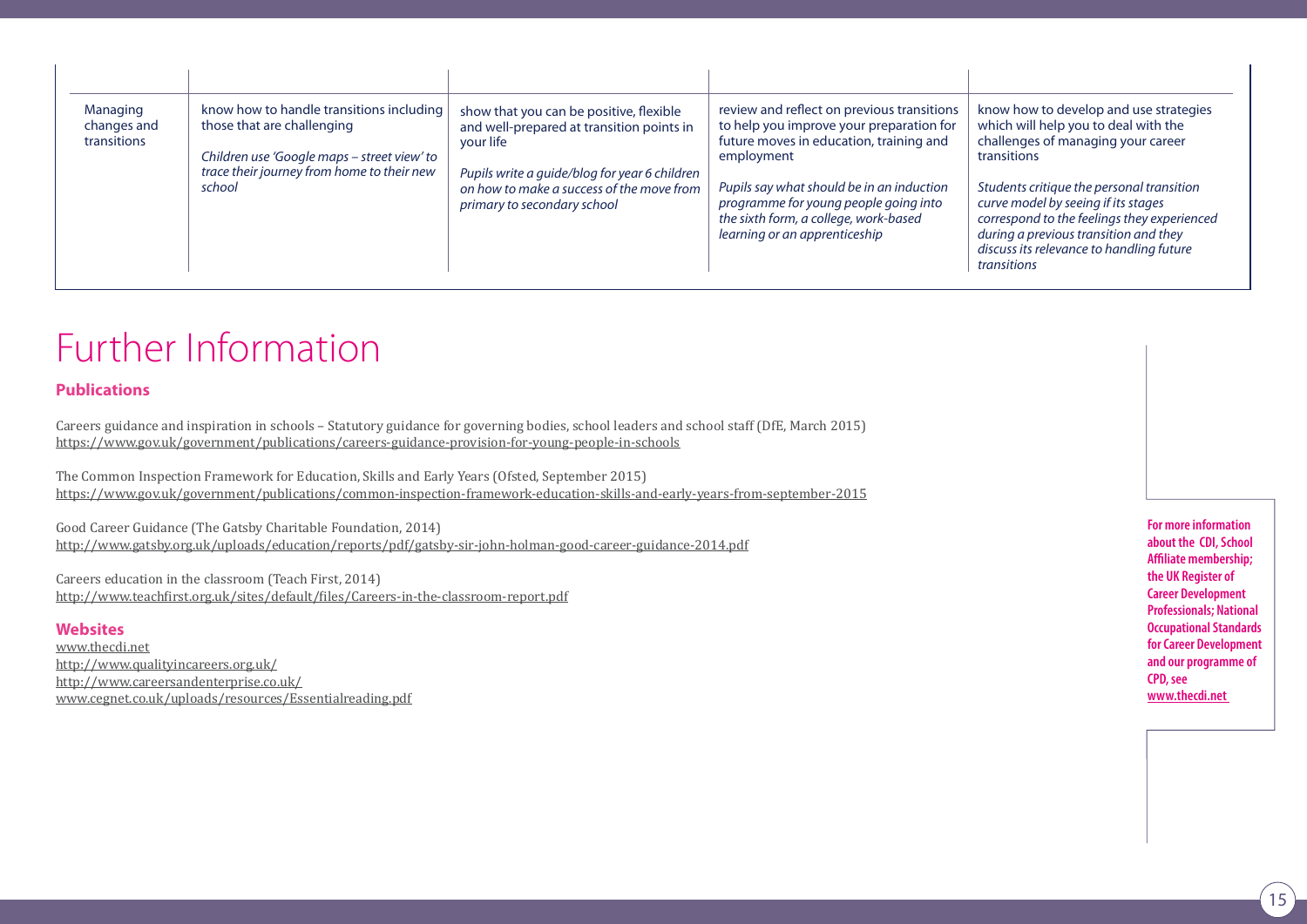| | | | | |
|---|---|---|---|---|
| Managing changes and transitions | know how to handle transitions including those that are challenging<br><br>*Children use 'Google maps – street view' to trace their journey from home to their new school* | show that you can be positive, flexible and well-prepared at transition points in your life<br><br>*Pupils write a guide/blog for year 6 children on how to make a success of the move from primary to secondary school* | review and reflect on previous transitions to help you improve your preparation for future moves in education, training and employment<br><br>*Pupils say what should be in an induction programme for young people going into the sixth form, a college, work-based learning or an apprenticeship* | know how to develop and use strategies which will help you to deal with the challenges of managing your career transitions<br><br>*Students critique the personal transition curve model by seeing if its stages correspond to the feelings they experienced during a previous transition and they discuss its relevance to handling future transitions* |

# Further Information

## Publications

Careers guidance and inspiration in schools – Statutory guidance for governing bodies, school leaders and school staff (DfE, March 2015)
https://www.gov.uk/government/publications/careers-guidance-provision-for-young-people-in-schools

The Common Inspection Framework for Education, Skills and Early Years (Ofsted, September 2015)
https://www.gov.uk/government/publications/common-inspection-framework-education-skills-and-early-years-from-september-2015

Good Career Guidance (The Gatsby Charitable Foundation, 2014)
http://www.gatsby.org.uk/uploads/education/reports/pdf/gatsby-sir-john-holman-good-career-guidance-2014.pdf

Careers education in the classroom (Teach First, 2014)
http://www.teachfirst.org.uk/sites/default/files/Careers-in-the-classroom-report.pdf

## Websites

www.thecdi.net
http://www.qualityincareers.org.uk/
http://www.careersandenterprise.co.uk/
www.cegnet.co.uk/uploads/resources/Essentialreading.pdf

**For more information about the CDI, School Affiliate membership; the UK Register of Career Development Professionals; National Occupational Standards for Career Development and our programme of CPD, see www.thecdi.net**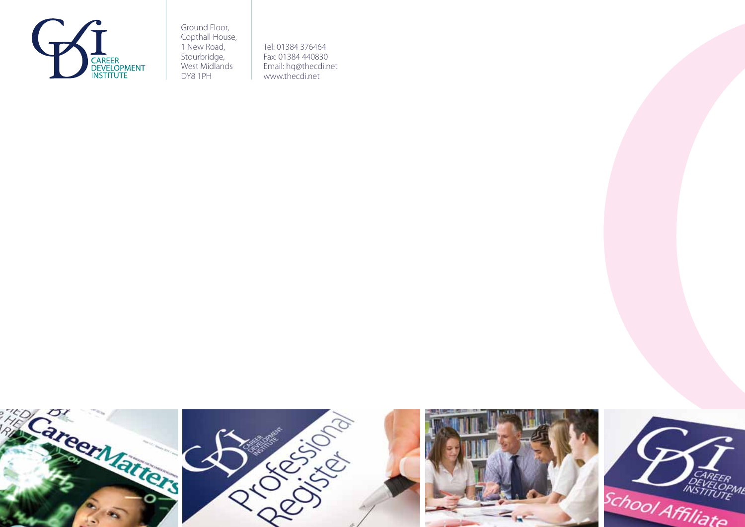CAREER DEVELOPMENT INSTITUTE

Ground Floor,
Copthall House,
1 New Road,
Stourbridge,
West Midlands
DY8 1PH

Tel: 01384 376464
Fax: 01384 440830
Email: hq@thecdi.net
www.thecdi.net